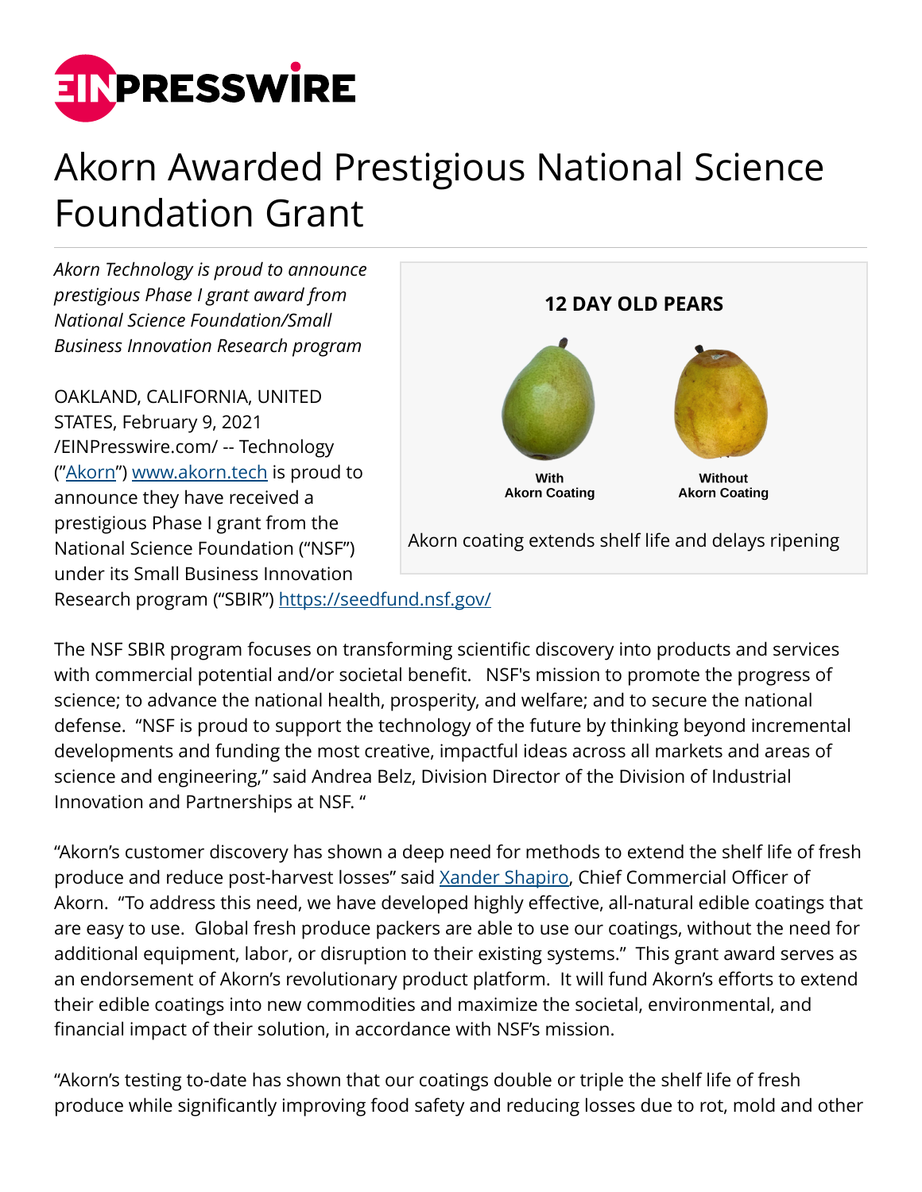# Akorn Awarded Prestigious National Science Foundation Grant

*Akorn Technology is proud to announce prestigious Phase I grant award from National Science Foundation/Small Business Innovation Research program*

12 DAY OLD PEARS

With Akorn Coating

Without Akorn Coating

Akorn coating extends shelf life and delays ripening

OAKLAND, CALIFORNIA, UNITED STATES, February 9, 2021 /EINPresswire.com/ -- Technology ("Akorn") www.akorn.tech is proud to announce they have received a prestigious Phase I grant from the National Science Foundation ("NSF") under its Small Business Innovation Research program ("SBIR") https://seedfund.nsf.gov/

The NSF SBIR program focuses on transforming scientific discovery into products and services with commercial potential and/or societal benefit. NSF's mission to promote the progress of science; to advance the national health, prosperity, and welfare; and to secure the national defense. "NSF is proud to support the technology of the future by thinking beyond incremental developments and funding the most creative, impactful ideas across all markets and areas of science and engineering," said Andrea Belz, Division Director of the Division of Industrial Innovation and Partnerships at NSF. "

"Akorn's customer discovery has shown a deep need for methods to extend the shelf life of fresh produce and reduce post-harvest losses" said Xander Shapiro, Chief Commercial Officer of Akorn. "To address this need, we have developed highly effective, all-natural edible coatings that are easy to use. Global fresh produce packers are able to use our coatings, without the need for additional equipment, labor, or disruption to their existing systems." This grant award serves as an endorsement of Akorn's revolutionary product platform. It will fund Akorn's efforts to extend their edible coatings into new commodities and maximize the societal, environmental, and financial impact of their solution, in accordance with NSF's mission.

"Akorn's testing to-date has shown that our coatings double or triple the shelf life of fresh produce while significantly improving food safety and reducing losses due to rot, mold and other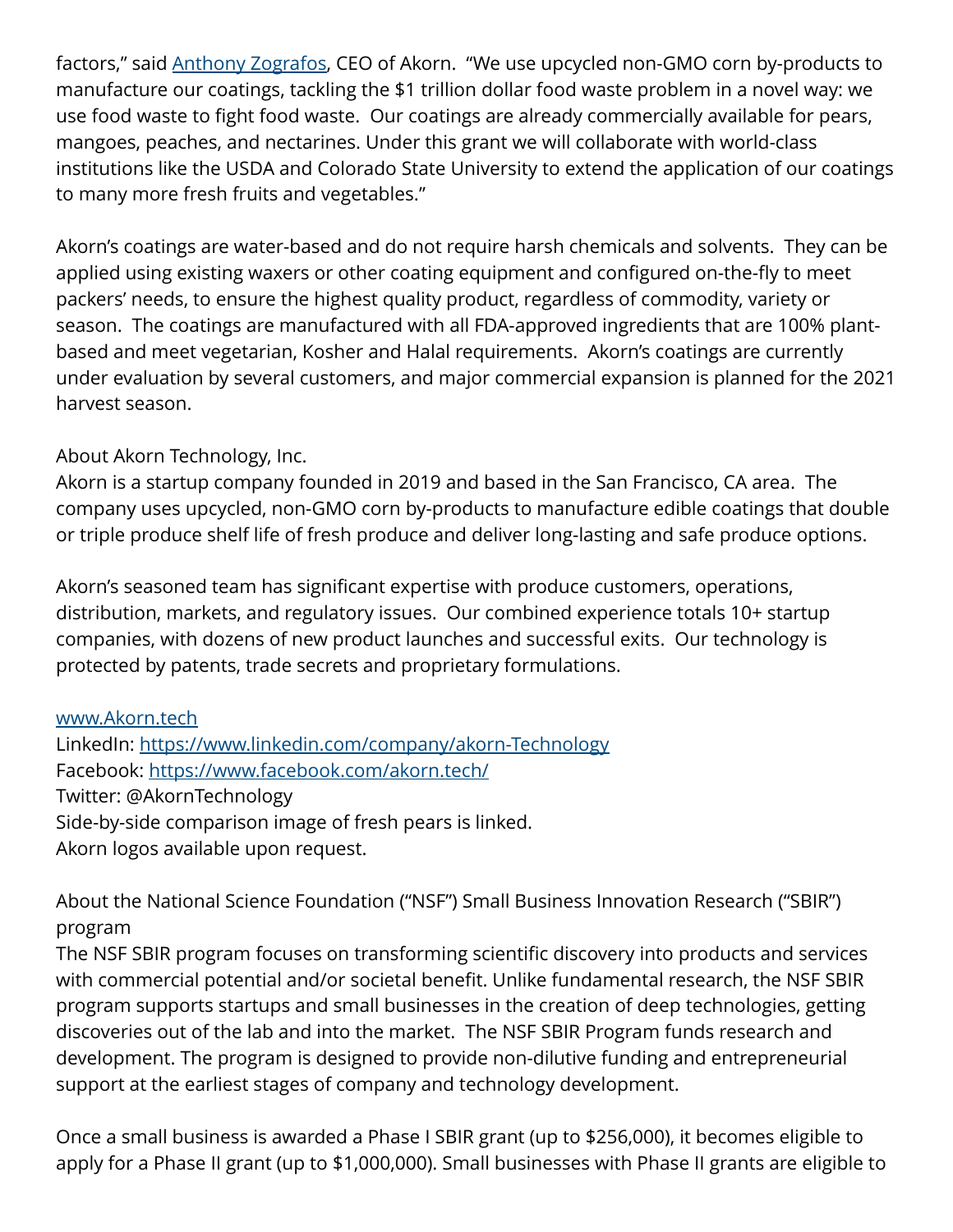factors," said [Anthony Zografos](), CEO of Akorn. "We use upcycled non-GMO corn by-products to manufacture our coatings, tackling the $1 trillion dollar food waste problem in a novel way: we use food waste to fight food waste. Our coatings are already commercially available for pears, mangoes, peaches, and nectarines. Under this grant we will collaborate with world-class institutions like the USDA and Colorado State University to extend the application of our coatings to many more fresh fruits and vegetables."

Akorn's coatings are water-based and do not require harsh chemicals and solvents. They can be applied using existing waxers or other coating equipment and configured on-the-fly to meet packers' needs, to ensure the highest quality product, regardless of commodity, variety or season. The coatings are manufactured with all FDA-approved ingredients that are 100% plant-based and meet vegetarian, Kosher and Halal requirements. Akorn's coatings are currently under evaluation by several customers, and major commercial expansion is planned for the 2021 harvest season.

About Akorn Technology, Inc.
Akorn is a startup company founded in 2019 and based in the San Francisco, CA area. The company uses upcycled, non-GMO corn by-products to manufacture edible coatings that double or triple produce shelf life of fresh produce and deliver long-lasting and safe produce options.

Akorn's seasoned team has significant expertise with produce customers, operations, distribution, markets, and regulatory issues. Our combined experience totals 10+ startup companies, with dozens of new product launches and successful exits. Our technology is protected by patents, trade secrets and proprietary formulations.

[www.Akorn.tech]()
LinkedIn: [https://www.linkedin.com/company/akorn-Technology](https://www.linkedin.com/company/akorn-Technology)
Facebook: [https://www.facebook.com/akorn.tech/](https://www.facebook.com/akorn.tech/)
Twitter: @AkornTechnology
Side-by-side comparison image of fresh pears is linked.
Akorn logos available upon request.

About the National Science Foundation ("NSF") Small Business Innovation Research ("SBIR") program
The NSF SBIR program focuses on transforming scientific discovery into products and services with commercial potential and/or societal benefit. Unlike fundamental research, the NSF SBIR program supports startups and small businesses in the creation of deep technologies, getting discoveries out of the lab and into the market. The NSF SBIR Program funds research and development. The program is designed to provide non-dilutive funding and entrepreneurial support at the earliest stages of company and technology development.

Once a small business is awarded a Phase I SBIR grant (up to $256,000), it becomes eligible to apply for a Phase II grant (up to $1,000,000). Small businesses with Phase II grants are eligible to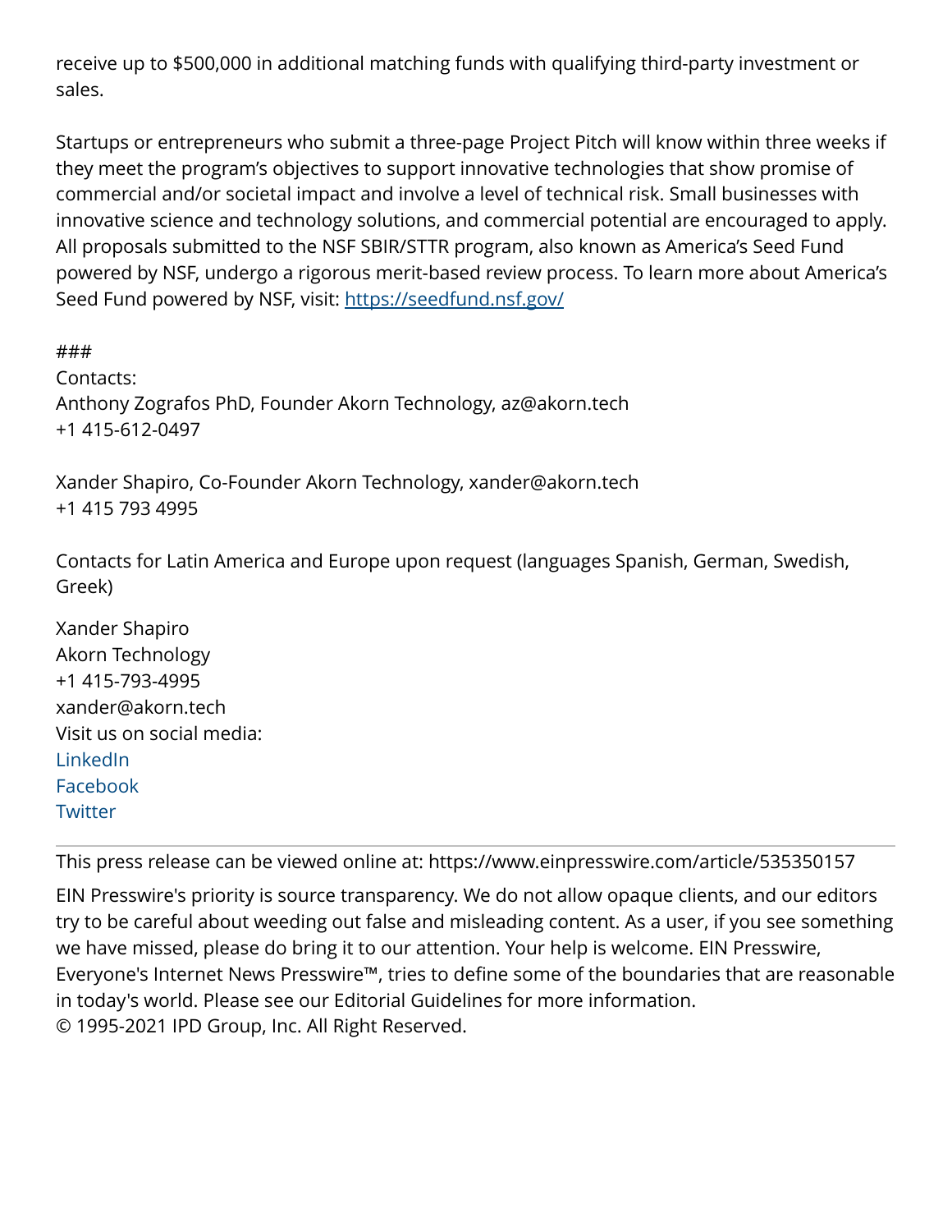receive up to $500,000 in additional matching funds with qualifying third-party investment or sales.

Startups or entrepreneurs who submit a three-page Project Pitch will know within three weeks if they meet the program's objectives to support innovative technologies that show promise of commercial and/or societal impact and involve a level of technical risk. Small businesses with innovative science and technology solutions, and commercial potential are encouraged to apply. All proposals submitted to the NSF SBIR/STTR program, also known as America's Seed Fund powered by NSF, undergo a rigorous merit-based review process. To learn more about America's Seed Fund powered by NSF, visit: [https://seedfund.nsf.gov/](https://seedfund.nsf.gov/)

###

Contacts:
Anthony Zografos PhD, Founder Akorn Technology, az@akorn.tech
+1 415-612-0497

Xander Shapiro, Co-Founder Akorn Technology, xander@akorn.tech
+1 415 793 4995

Contacts for Latin America and Europe upon request (languages Spanish, German, Swedish, Greek)

Xander Shapiro
Akorn Technology
+1 415-793-4995
xander@akorn.tech
Visit us on social media:
LinkedIn
Facebook
Twitter

---

This press release can be viewed online at: https://www.einpresswire.com/article/535350157

EIN Presswire's priority is source transparency. We do not allow opaque clients, and our editors try to be careful about weeding out false and misleading content. As a user, if you see something we have missed, please do bring it to our attention. Your help is welcome. EIN Presswire, Everyone's Internet News Presswire™, tries to define some of the boundaries that are reasonable in today's world. Please see our Editorial Guidelines for more information.
© 1995-2021 IPD Group, Inc. All Right Reserved.